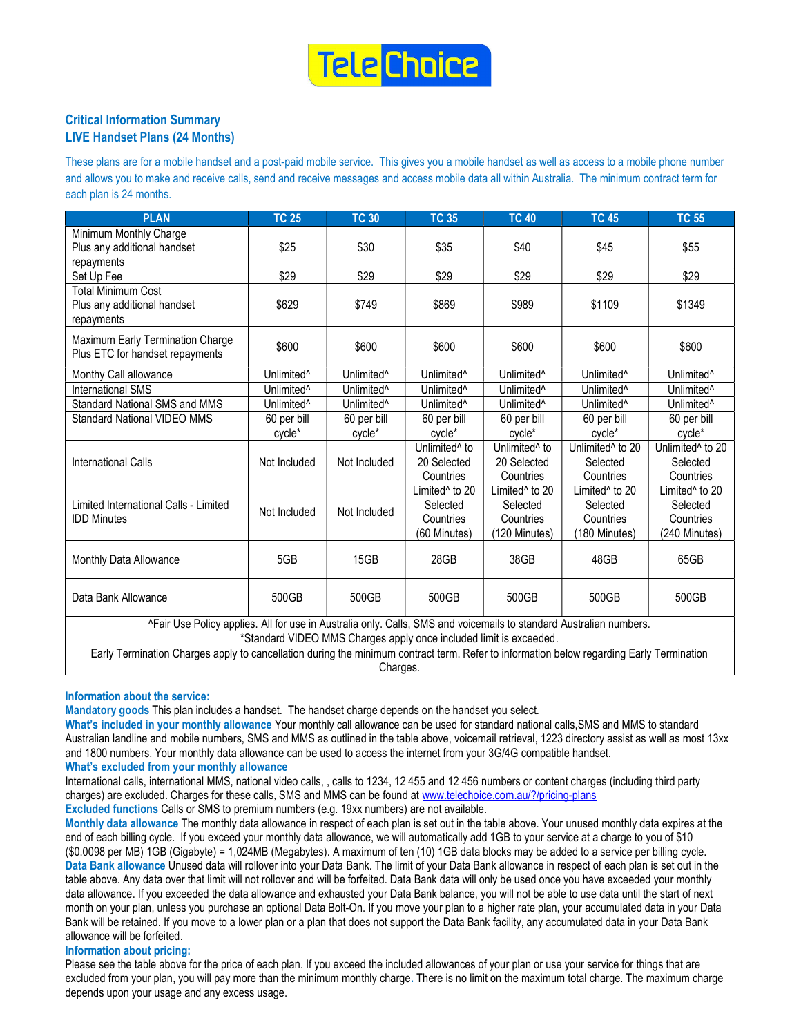TeleChoice

## Critical Information Summary
## LIVE Handset Plans (24 Months)

These plans are for a mobile handset and a post-paid mobile service. This gives you a mobile handset as well as access to a mobile phone number and allows you to make and receive calls, send and receive messages and access mobile data all within Australia. The minimum contract term for each plan is 24 months.

| PLAN | TC 25 | TC 30 | TC 35 | TC 40 | TC 45 | TC 55 |
|---|---|---|---|---|---|---|
| Minimum Monthly Charge Plus any additional handset repayments | $25 | $30 | $35 | $40 | $45 | $55 |
| Set Up Fee | $29 | $29 | $29 | $29 | $29 | $29 |
| Total Minimum Cost Plus any additional handset repayments | $629 | $749 | $869 | $989 | $1109 | $1349 |
| Maximum Early Termination Charge Plus ETC for handset repayments | $600 | $600 | $600 | $600 | $600 | $600 |
| Monthy Call allowance | Unlimited^ | Unlimited^ | Unlimited^ | Unlimited^ | Unlimited^ | Unlimited^ |
| International SMS | Unlimited^ | Unlimited^ | Unlimited^ | Unlimited^ | Unlimited^ | Unlimited^ |
| Standard National SMS and MMS | Unlimited^ | Unlimited^ | Unlimited^ | Unlimited^ | Unlimited^ | Unlimited^ |
| Standard National VIDEO MMS | 60 per bill cycle* | 60 per bill cycle* | 60 per bill cycle* | 60 per bill cycle* | 60 per bill cycle* | 60 per bill cycle* |
| International Calls | Not Included | Not Included | Unlimited^ to 20 Selected Countries | Unlimited^ to 20 Selected Countries | Unlimited^ to 20 Selected Countries | Unlimited^ to 20 Selected Countries |
| Limited International Calls - Limited IDD Minutes | Not Included | Not Included | Limited^ to 20 Selected Countries (60 Minutes) | Limited^ to 20 Selected Countries (120 Minutes) | Limited^ to 20 Selected Countries (180 Minutes) | Limited^ to 20 Selected Countries (240 Minutes) |
| Monthly Data Allowance | 5GB | 15GB | 28GB | 38GB | 48GB | 65GB |
| Data Bank Allowance | 500GB | 500GB | 500GB | 500GB | 500GB | 500GB |
| ^Fair Use Policy applies. All for use in Australia only. Calls, SMS and voicemails to standard Australian numbers. | | | | | | |
| *Standard VIDEO MMS Charges apply once included limit is exceeded. | | | | | | |
| Early Termination Charges apply to cancellation during the minimum contract term. Refer to information below regarding Early Termination Charges. | | | | | | |

**Information about the service:**

**Mandatory goods** This plan includes a handset. The handset charge depends on the handset you select.

**What's included in your monthly allowance** Your monthly call allowance can be used for standard national calls,SMS and MMS to standard Australian landline and mobile numbers, SMS and MMS as outlined in the table above, voicemail retrieval, 1223 directory assist as well as most 13xx and 1800 numbers. Your monthly data allowance can be used to access the internet from your 3G/4G compatible handset.

**What's excluded from your monthly allowance**

International calls, international MMS, national video calls, , calls to 1234, 12 455 and 12 456 numbers or content charges (including third party charges) are excluded. Charges for these calls, SMS and MMS can be found at www.telechoice.com.au/?/pricing-plans

**Excluded functions** Calls or SMS to premium numbers (e.g. 19xx numbers) are not available.

**Monthly data allowance** The monthly data allowance in respect of each plan is set out in the table above. Your unused monthly data expires at the end of each billing cycle. If you exceed your monthly data allowance, we will automatically add 1GB to your service at a charge to you of $10 ($0.0098 per MB) 1GB (Gigabyte) = 1,024MB (Megabytes). A maximum of ten (10) 1GB data blocks may be added to a service per billing cycle.

**Data Bank allowance** Unused data will rollover into your Data Bank. The limit of your Data Bank allowance in respect of each plan is set out in the table above. Any data over that limit will not rollover and will be forfeited. Data Bank data will only be used once you have exceeded your monthly data allowance. If you exceeded the data allowance and exhausted your Data Bank balance, you will not be able to use data until the start of next month on your plan, unless you purchase an optional Data Bolt-On. If you move your plan to a higher rate plan, your accumulated data in your Data Bank will be retained. If you move to a lower plan or a plan that does not support the Data Bank facility, any accumulated data in your Data Bank allowance will be forfeited.

**Information about pricing:**

Please see the table above for the price of each plan. If you exceed the included allowances of your plan or use your service for things that are excluded from your plan, you will pay more than the minimum monthly charge. There is no limit on the maximum total charge. The maximum charge depends upon your usage and any excess usage.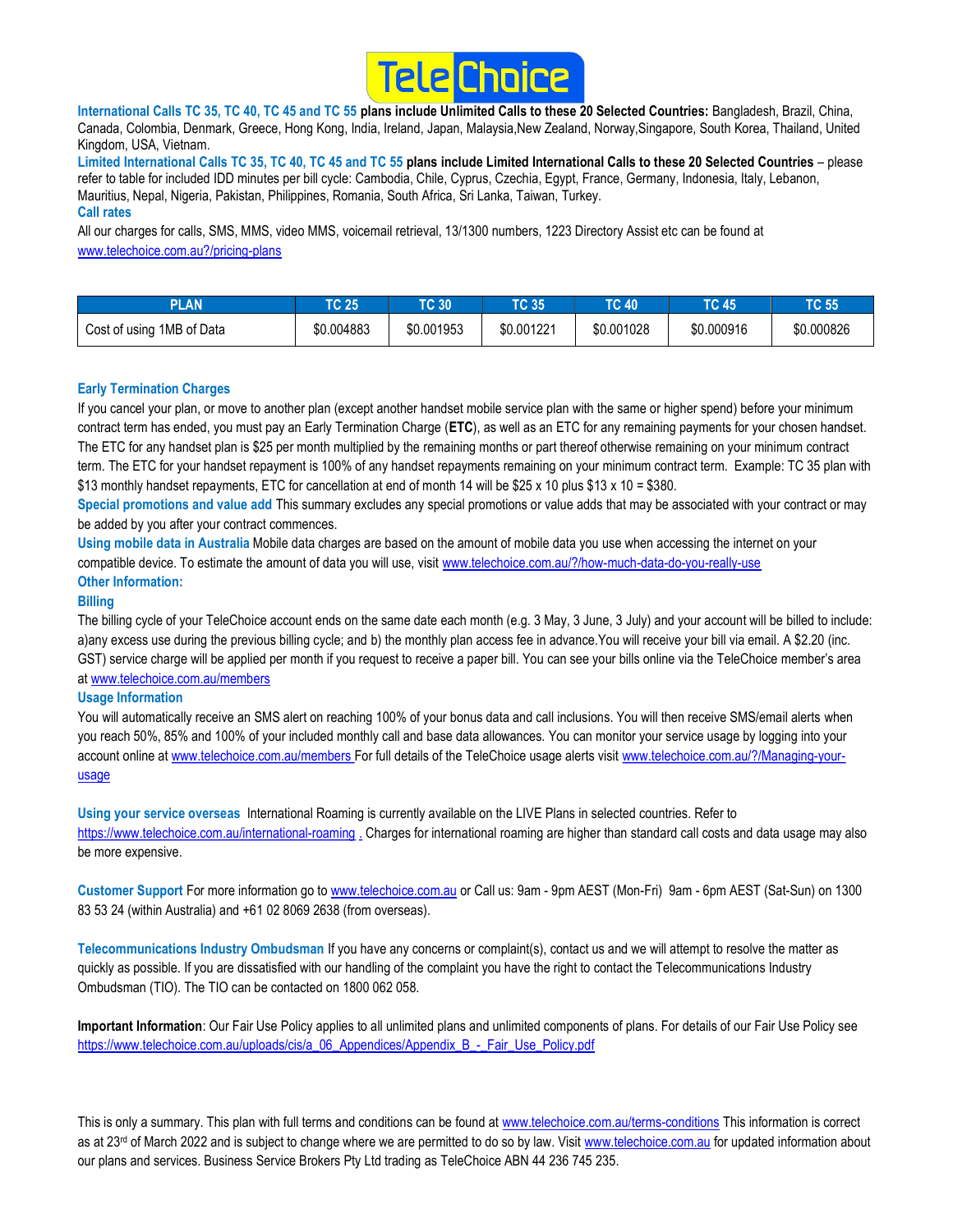**International Calls TC 35, TC 40, TC 45 and TC 55 plans include Unlimited Calls to these 20 Selected Countries:** Bangladesh, Brazil, China, Canada, Colombia, Denmark, Greece, Hong Kong, India, Ireland, Japan, Malaysia,New Zealand, Norway,Singapore, South Korea, Thailand, United Kingdom, USA, Vietnam.

**Limited International Calls TC 35, TC 40, TC 45 and TC 55 plans include Limited International Calls to these 20 Selected Countries** – please refer to table for included IDD minutes per bill cycle: Cambodia, Chile, Cyprus, Czechia, Egypt, France, Germany, Indonesia, Italy, Lebanon, Mauritius, Nepal, Nigeria, Pakistan, Philippines, Romania, South Africa, Sri Lanka, Taiwan, Turkey.

**Call rates**

All our charges for calls, SMS, MMS, video MMS, voicemail retrieval, 13/1300 numbers, 1223 Directory Assist etc can be found at www.telechoice.com.au?/pricing-plans

| PLAN | TC 25 | TC 30 | TC 35 | TC 40 | TC 45 | TC 55 |
|---|---|---|---|---|---|---|
| Cost of using 1MB of Data | $0.004883 | $0.001953 | $0.001221 | $0.001028 | $0.000916 | $0.000826 |

**Early Termination Charges**

If you cancel your plan, or move to another plan (except another handset mobile service plan with the same or higher spend) before your minimum contract term has ended, you must pay an Early Termination Charge (**ETC**), as well as an ETC for any remaining payments for your chosen handset. The ETC for any handset plan is $25 per month multiplied by the remaining months or part thereof otherwise remaining on your minimum contract term. The ETC for your handset repayment is 100% of any handset repayments remaining on your minimum contract term. Example: TC 35 plan with $13 monthly handset repayments, ETC for cancellation at end of month 14 will be $25 x 10 plus $13 x 10 = $380.

**Special promotions and value add** This summary excludes any special promotions or value adds that may be associated with your contract or may be added by you after your contract commences.

**Using mobile data in Australia** Mobile data charges are based on the amount of mobile data you use when accessing the internet on your compatible device. To estimate the amount of data you will use, visit www.telechoice.com.au/?/how-much-data-do-you-really-use

**Other Information:**

**Billing**

The billing cycle of your TeleChoice account ends on the same date each month (e.g. 3 May, 3 June, 3 July) and your account will be billed to include: a)any excess use during the previous billing cycle; and b) the monthly plan access fee in advance.You will receive your bill via email. A $2.20 (inc. GST) service charge will be applied per month if you request to receive a paper bill. You can see your bills online via the TeleChoice member's area at www.telechoice.com.au/members

**Usage Information**

You will automatically receive an SMS alert on reaching 100% of your bonus data and call inclusions. You will then receive SMS/email alerts when you reach 50%, 85% and 100% of your included monthly call and base data allowances. You can monitor your service usage by logging into your account online at www.telechoice.com.au/members For full details of the TeleChoice usage alerts visit www.telechoice.com.au/?/Managing-your-usage

**Using your service overseas** International Roaming is currently available on the LIVE Plans in selected countries. Refer to https://www.telechoice.com.au/international-roaming . Charges for international roaming are higher than standard call costs and data usage may also be more expensive.

**Customer Support** For more information go to www.telechoice.com.au or Call us: 9am - 9pm AEST (Mon-Fri) 9am - 6pm AEST (Sat-Sun) on 1300 83 53 24 (within Australia) and +61 02 8069 2638 (from overseas).

**Telecommunications Industry Ombudsman** If you have any concerns or complaint(s), contact us and we will attempt to resolve the matter as quickly as possible. If you are dissatisfied with our handling of the complaint you have the right to contact the Telecommunications Industry Ombudsman (TIO). The TIO can be contacted on 1800 062 058.

**Important Information**: Our Fair Use Policy applies to all unlimited plans and unlimited components of plans. For details of our Fair Use Policy see https://www.telechoice.com.au/uploads/cis/a_06_Appendices/Appendix_B_-_Fair_Use_Policy.pdf

This is only a summary. This plan with full terms and conditions can be found at www.telechoice.com.au/terms-conditions This information is correct as at 23rd of March 2022 and is subject to change where we are permitted to do so by law. Visit www.telechoice.com.au for updated information about our plans and services. Business Service Brokers Pty Ltd trading as TeleChoice ABN 44 236 745 235.